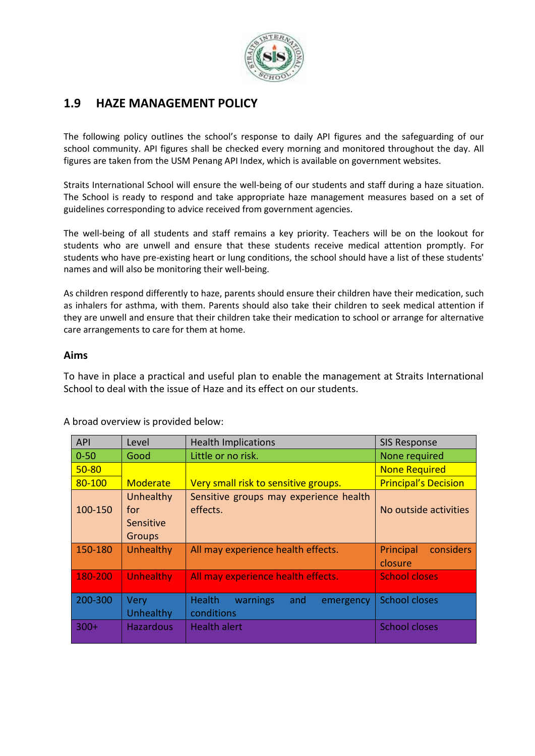## 1.9 HAZE MANAGEMENT POLICY

The following policy outlines the school's response to daily API figures and the safeguarding of our school community. API figures shall be checked every morning and monitored throughout the day. All figures are taken from the USM Penang API Index, which is available on government websites.

Straits International School will ensure the well-being of our students and staff during a haze situation. The School is ready to respond and take appropriate haze management measures based on a set of guidelines corresponding to advice received from government agencies.

The well-being of all students and staff remains a key priority. Teachers will be on the lookout for students who are unwell and ensure that these students receive medical attention promptly. For students who have pre-existing heart or lung conditions, the school should have a list of these students' names and will also be monitoring their well-being.

As children respond differently to haze, parents should ensure their children have their medication, such as inhalers for asthma, with them. Parents should also take their children to seek medical attention if they are unwell and ensure that their children take their medication to school or arrange for alternative care arrangements to care for them at home.

### Aims

To have in place a practical and useful plan to enable the management at Straits International School to deal with the issue of Haze and its effect on our students.

A broad overview is provided below:

| API | Level | Health Implications | SIS Response |
|---|---|---|---|
| 0-50 | Good | Little or no risk. | None required |
| 50-80 | Moderate | Very small risk to sensitive groups. | None Required |
| 80-100 | | | Principal's Decision |
| 100-150 | Unhealthy for Sensitive Groups | Sensitive groups may experience health effects. | No outside activities |
| 150-180 | Unhealthy | All may experience health effects. | Principal considers closure |
| 180-200 | Unhealthy | All may experience health effects. | School closes |
| 200-300 | Very Unhealthy | Health warnings and emergency conditions | School closes |
| 300+ | Hazardous | Health alert | School closes |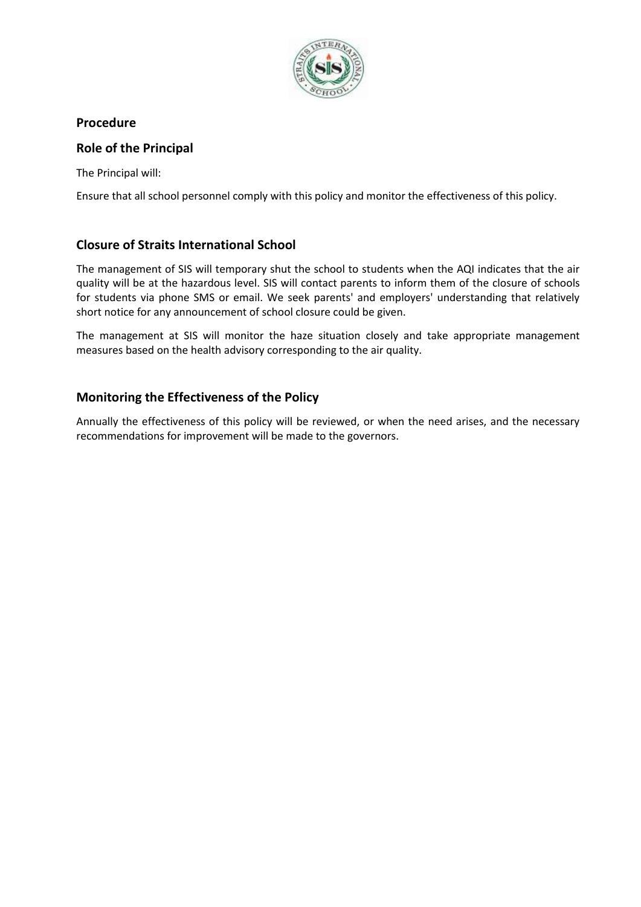## Procedure

## Role of the Principal

The Principal will:

Ensure that all school personnel comply with this policy and monitor the effectiveness of this policy.

## Closure of Straits International School

The management of SIS will temporary shut the school to students when the AQI indicates that the air quality will be at the hazardous level. SIS will contact parents to inform them of the closure of schools for students via phone SMS or email. We seek parents' and employers' understanding that relatively short notice for any announcement of school closure could be given.

The management at SIS will monitor the haze situation closely and take appropriate management measures based on the health advisory corresponding to the air quality.

## Monitoring the Effectiveness of the Policy

Annually the effectiveness of this policy will be reviewed, or when the need arises, and the necessary recommendations for improvement will be made to the governors.